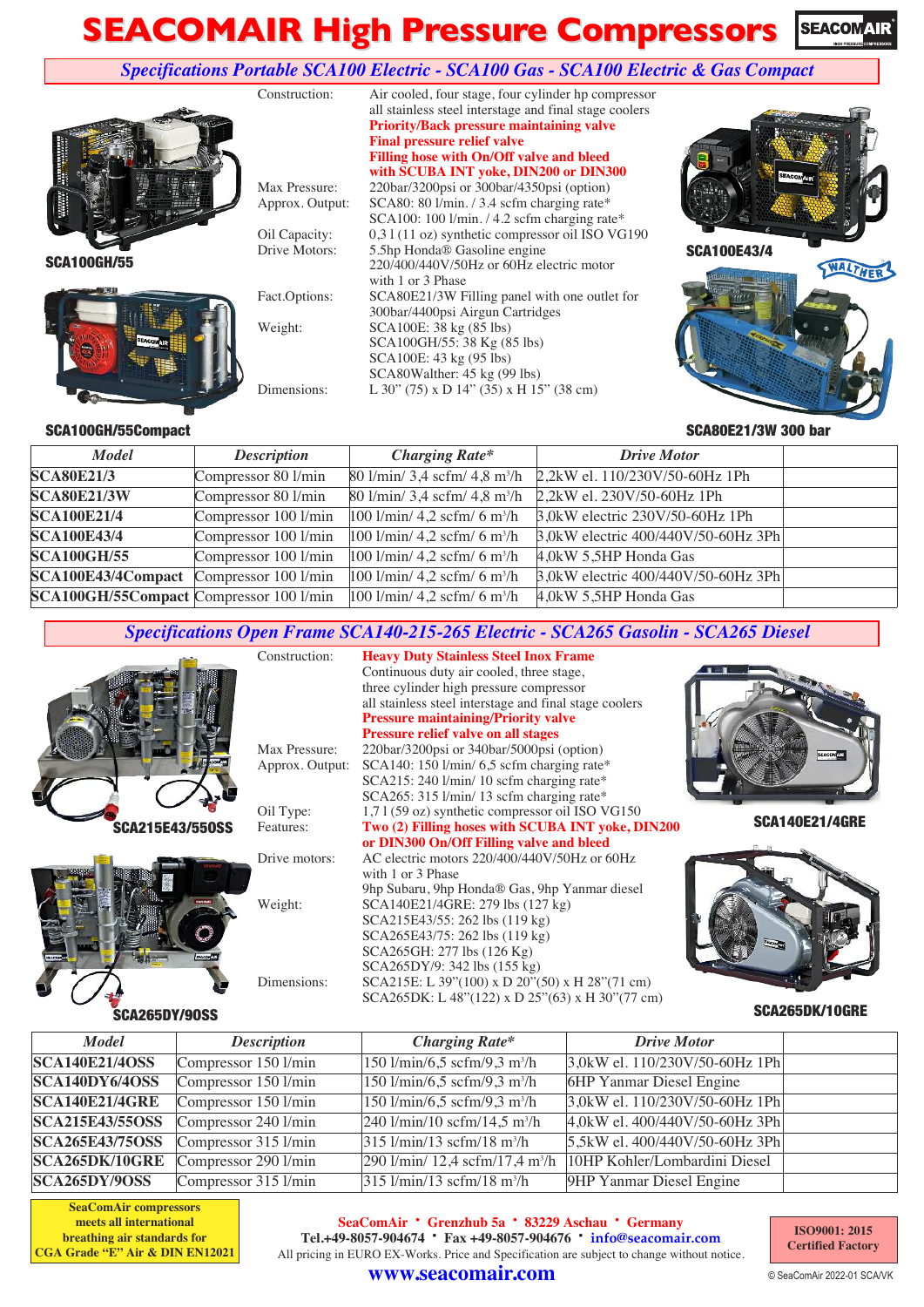# SEACOMAIR High Pressure Compressors

## Specifications Portable SCA100 Electric - SCA100 Gas - SCA100 Electric & Gas Compact

SCA100GH/55

SCA100GH/55Compact

SCA100E43/4

SCA80E21/3W 300 bar

| | |
|---|---|
| Construction: | Air cooled, four stage, four cylinder hp compressor all stainless steel interstage and final stage coolers **Priority/Back pressure maintaining valve** **Final pressure relief valve** **Filling hose with On/Off valve and bleed with SCUBA INT yoke, DIN200 or DIN300** |
| Max Pressure: | 220bar/3200psi or 300bar/4350psi (option) |
| Approx. Output: | SCA80: 80 l/min. / 3.4 scfm charging rate* SCA100: 100 l/min. / 4.2 scfm charging rate* |
| Oil Capacity: | 0,3 l (11 oz) synthetic compressor oil ISO VG190 |
| Drive Motors: | 5.5hp Honda® Gasoline engine 220/400/440V/50Hz or 60Hz electric motor with 1 or 3 Phase |
| Fact.Options: | SCA80E21/3W Filling panel with one outlet for 300bar/4400psi Airgun Cartridges |
| Weight: | SCA100E: 38 kg (85 lbs) SCA100GH/55: 38 Kg (85 lbs) SCA100E: 43 kg (95 lbs) SCA80Walther: 45 kg (99 lbs) |
| Dimensions: | L 30" (75) x D 14" (35) x H 15" (38 cm) |

| Model | Description | Charging Rate* | Drive Motor |
|---|---|---|---|
| **SCA80E21/3** | Compressor 80 l/min | 80 l/min/ 3,4 scfm/ 4,8 m³/h | 2,2kW el. 110/230V/50-60Hz 1Ph |
| **SCA80E21/3W** | Compressor 80 l/min | 80 l/min/ 3,4 scfm/ 4,8 m³/h | 2,2kW el. 230V/50-60Hz 1Ph |
| **SCA100E21/4** | Compressor 100 l/min | 100 l/min/ 4,2 scfm/ 6 m³/h | 3,0kW electric 230V/50-60Hz 1Ph |
| **SCA100E43/4** | Compressor 100 l/min | 100 l/min/ 4,2 scfm/ 6 m³/h | 3,0kW electric 400/440V/50-60Hz 3Ph |
| **SCA100GH/55** | Compressor 100 l/min | 100 l/min/ 4,2 scfm/ 6 m³/h | 4,0kW 5,5HP Honda Gas |
| **SCA100E43/4Compact** | Compressor 100 l/min | 100 l/min/ 4,2 scfm/ 6 m³/h | 3,0kW electric 400/440V/50-60Hz 3Ph |
| **SCA100GH/55Compact** | Compressor 100 l/min | 100 l/min/ 4,2 scfm/ 6 m³/h | 4,0kW 5,5HP Honda Gas |

## Specifications Open Frame SCA140-215-265 Electric - SCA265 Gasolin - SCA265 Diesel

SCA215E43/550SS

SCA265DY/90SS

SCA140E21/4GRE

SCA265DK/10GRE

| | |
|---|---|
| Construction: | **Heavy Duty Stainless Steel Inox Frame** Continuous duty air cooled, three stage, three cylinder high pressure compressor all stainless steel interstage and final stage coolers **Pressure maintaining/Priority valve** **Pressure relief valve on all stages** |
| Max Pressure: | 220bar/3200psi or 340bar/5000psi (option) |
| Approx. Output: | SCA140: 150 l/min/ 6,5 scfm charging rate* SCA215: 240 l/min/ 10 scfm charging rate* SCA265: 315 l/min/ 13 scfm charging rate* |
| Oil Type: | 1,7 l (59 oz) synthetic compressor oil ISO VG150 |
| Features: | **Two (2) Filling hoses with SCUBA INT yoke, DIN200 or DIN300 On/Off Filling valve and bleed** |
| Drive motors: | AC electric motors 220/400/440V/50Hz or 60Hz with 1 or 3 Phase 9hp Subaru, 9hp Honda® Gas, 9hp Yanmar diesel |
| Weight: | SCA140E21/4GRE: 279 lbs (127 kg) SCA215E43/55: 262 lbs (119 kg) SCA265E43/75: 262 lbs (119 kg) SCA265GH: 277 lbs (126 Kg) SCA265DY/9: 342 lbs (155 kg) |
| Dimensions: | SCA215E: L 39"(100) x D 20"(50) x H 28"(71 cm) SCA265DK: L 48"(122) x D 25"(63) x H 30"(77 cm) |

| Model | Description | Charging Rate* | Drive Motor |
|---|---|---|---|
| **SCA140E21/4OSS** | Compressor 150 l/min | 150 l/min/6,5 scfm/9,3 m³/h | 3,0kW el. 110/230V/50-60Hz 1Ph |
| **SCA140DY6/4OSS** | Compressor 150 l/min | 150 l/min/6,5 scfm/9,3 m³/h | 6HP Yanmar Diesel Engine |
| **SCA140E21/4GRE** | Compressor 150 l/min | 150 l/min/6,5 scfm/9,3 m³/h | 3,0kW el. 110/230V/50-60Hz 1Ph |
| **SCA215E43/55OSS** | Compressor 240 l/min | 240 l/min/10 scfm/14,5 m³/h | 4,0kW el. 400/440V/50-60Hz 3Ph |
| **SCA265E43/75OSS** | Compressor 315 l/min | 315 l/min/13 scfm/18 m³/h | 5,5kW el. 400/440V/50-60Hz 3Ph |
| **SCA265DK/10GRE** | Compressor 290 l/min | 290 l/min/ 12,4 scfm/17,4 m³/h | 10HP Kohler/Lombardini Diesel |
| **SCA265DY/9OSS** | Compressor 315 l/min | 315 l/min/13 scfm/18 m³/h | 9HP Yanmar Diesel Engine |

**SeaComAir compressors meets all international breathing air standards for CGA Grade "E" Air & DIN EN12021**

**SeaComAir • Grenzhub 5a • 83229 Aschau • Germany**
**Tel.+49-8057-904674 • Fax +49-8057-904676 • info@seacomair.com**
All pricing in EURO EX-Works. Price and Specification are subject to change without notice.
**www.seacomair.com**

**ISO9001: 2015 Certified Factory**

© SeaComAir 2022-01 SCA/VK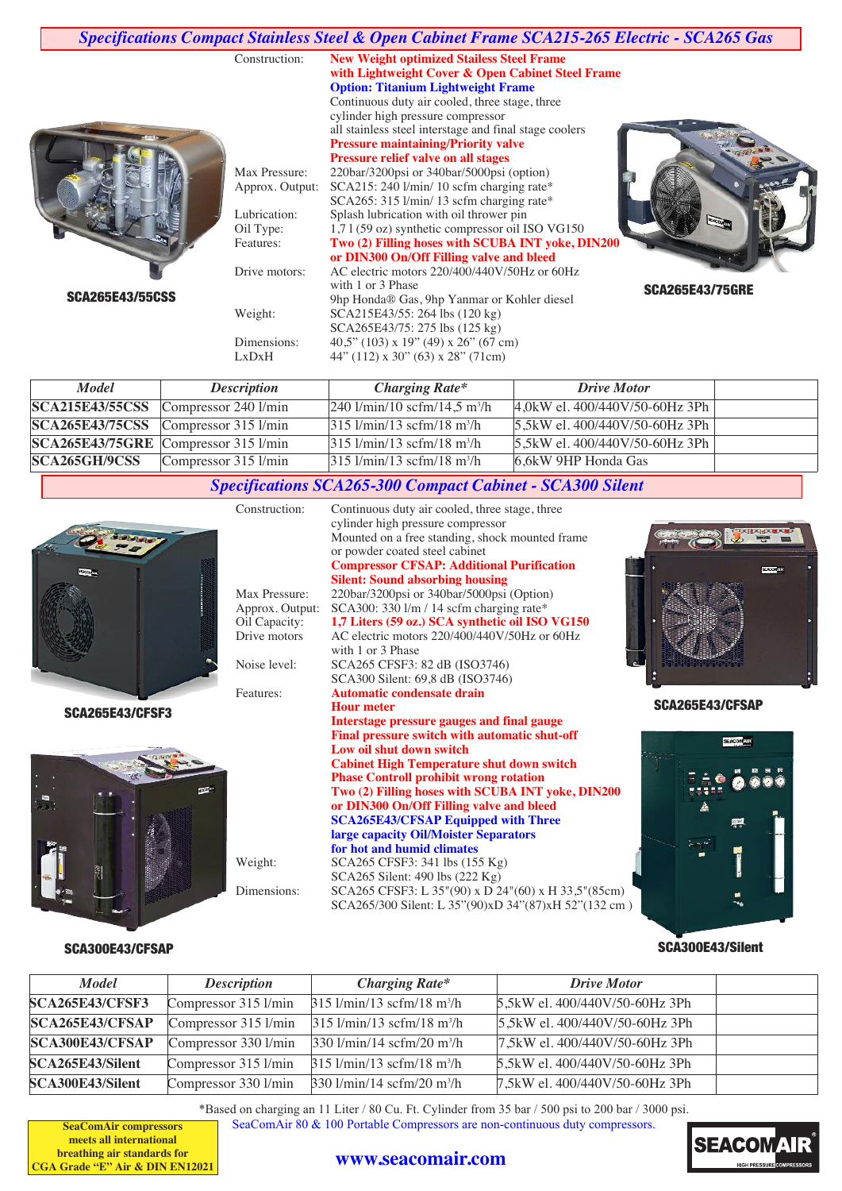## Specifications Compact Stainless Steel & Open Cabinet Frame SCA215-265 Electric - SCA265 Gas

Construction: **New Weight optimized Staisless Steel Frame with Lightweight Cover & Open Cabinet Steel Frame**
**Option: Titanium Lightweight Frame**
Continuous duty air cooled, three stage, three cylinder high pressure compressor
all stainless steel interstage and final stage coolers
**Pressure maintaining/Priority valve**
**Pressure relief valve on all stages**

Max Pressure: 220bar/3200psi or 340bar/5000psi (option)

Approx. Output: SCA215: 240 l/min/ 10 scfm charging rate*
SCA265: 315 l/min/ 13 scfm charging rate*

Lubrication: Splash lubrication with oil thrower pin

Oil Type: 1,7 l (59 oz) synthetic compressor oil ISO VG150

Features: **Two (2) Filling hoses with SCUBA INT yoke, DIN200 or DIN300 On/Off Filling valve and bleed**

Drive motors: AC electric motors 220/400/440V/50Hz or 60Hz with 1 or 3 Phase
9hp Honda® Gas, 9hp Yanmar or Kohler diesel

Weight: SCA215E43/55: 264 lbs (120 kg)
SCA265E43/75: 275 lbs (125 kg)

Dimensions: 40,5" (103) x 19" (49) x 26" (67 cm)
LxDxH: 44" (112) x 30" (63) x 28" (71cm)

**SCA265E43/55CSS**

**SCA265E43/75GRE**

| Model | Description | Charging Rate* | Drive Motor |
|---|---|---|---|
| **SCA215E43/55CSS** | Compressor 240 l/min | 240 l/min/10 scfm/14,5 m³/h | 4,0kW el. 400/440V/50-60Hz 3Ph |
| **SCA265E43/75CSS** | Compressor 315 l/min | 315 l/min/13 scfm/18 m³/h | 5,5kW el. 400/440V/50-60Hz 3Ph |
| **SCA265E43/75GRE** | Compressor 315 l/min | 315 l/min/13 scfm/18 m³/h | 5,5kW el. 400/440V/50-60Hz 3Ph |
| **SCA265GH/9CSS** | Compressor 315 l/min | 315 l/min/13 scfm/18 m³/h | 6,6kW 9HP Honda Gas |

## Specifications SCA265-300 Compact Cabinet - SCA300 Silent

Construction: Continuous duty air cooled, three stage, three cylinder high pressure compressor
Mounted on a free standing, shock mounted frame or powder coated steel cabinet
**Compressor CFSAP: Additional Purification**
**Silent: Sound absorbing housing**

Max Pressure: 220bar/3200psi or 340bar/5000psi (Option)

Approx. Output: SCA300: 330 l/m / 14 scfm charging rate*

Oil Capacity: **1,7 Liters (59 oz.) SCA synthetic oil ISO VG150**

Drive motors: AC electric motors 220/400/440V/50Hz or 60Hz with 1 or 3 Phase

Noise level: SCA265 CFSF3: 82 dB (ISO3746)
SCA300 Silent: 69,8 dB (ISO3746)

Features:
**Automatic condensate drain**
**Hour meter**
**Interstage pressure gauges and final gauge**
**Final pressure switch with automatic shut-off**
**Low oil shut down switch**
**Cabinet High Temperature shut down switch**
**Phase Controll prohibit wrong rotation**
**Two (2) Filling hoses with SCUBA INT yoke, DIN200 or DIN300 On/Off Filling valve and bleed**
**SCA265E43/CFSAP Equipped with Three large capacity Oil/Moister Separators for hot and humid climates**

Weight: SCA265 CFSF3: 341 lbs (155 Kg)
SCA265 Silent: 490 lbs (222 Kg)

Dimensions: SCA265 CFSF3: L 35"(90) x D 24"(60) x H 33,5"(85cm)
SCA265/300 Silent: L 35"(90)xD 34"(87)xH 52"(132 cm )

**SCA265E43/CFSF3**

**SCA265E43/CFSAP**

**SCA300E43/CFSAP**

**SCA300E43/Silent**

| Model | Description | Charging Rate* | Drive Motor |
|---|---|---|---|
| **SCA265E43/CFSF3** | Compressor 315 l/min | 315 l/min/13 scfm/18 m³/h | 5,5kW el. 400/440V/50-60Hz 3Ph |
| **SCA265E43/CFSAP** | Compressor 315 l/min | 315 l/min/13 scfm/18 m³/h | 5,5kW el. 400/440V/50-60Hz 3Ph |
| **SCA300E43/CFSAP** | Compressor 330 l/min | 330 l/min/14 scfm/20 m³/h | 7,5kW el. 400/440V/50-60Hz 3Ph |
| **SCA265E43/Silent** | Compressor 315 l/min | 315 l/min/13 scfm/18 m³/h | 5,5kW el. 400/440V/50-60Hz 3Ph |
| **SCA300E43/Silent** | Compressor 330 l/min | 330 l/min/14 scfm/20 m³/h | 7,5kW el. 400/440V/50-60Hz 3Ph |

*Based on charging an 11 Liter / 80 Cu. Ft. Cylinder from 35 bar / 500 psi to 200 bar / 3000 psi.
SeaComAir 80 & 100 Portable Compressors are non-continuous duty compressors.

**SeaComAir compressors meets all international breathing air standards for CGA Grade "E" Air & DIN EN12021**

**www.seacomair.com**

SEACOMAIR HIGH PRESSURE COMPRESSORS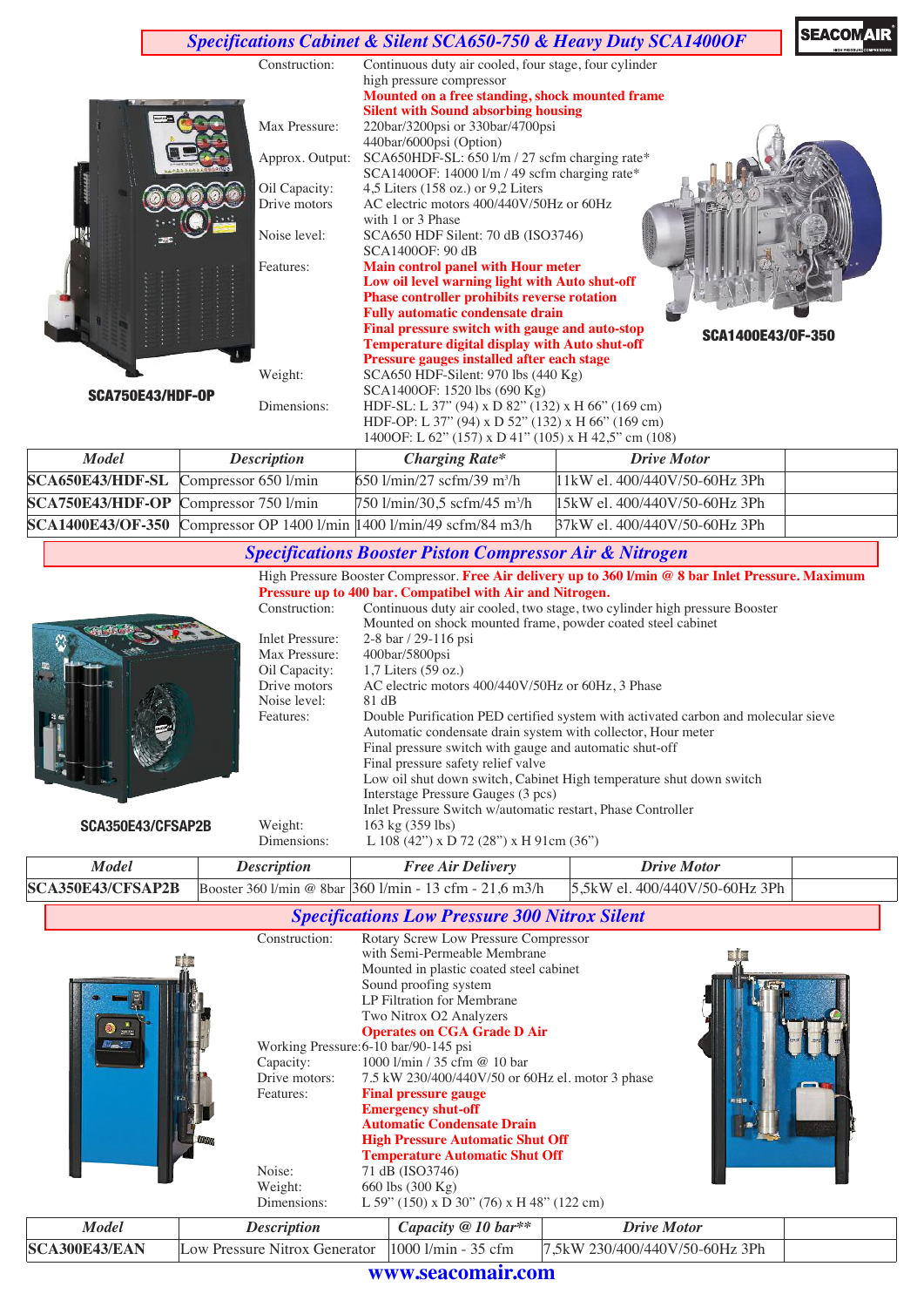## *Specifications Cabinet & Silent SCA650-750 & Heavy Duty SCA1400OF*

SCA750E43/HDF-OP

SCA1400E43/OF-350

Construction: Continuous duty air cooled, four stage, four cylinder high pressure compressor
**Mounted on a free standing, shock mounted frame**
**Silent with Sound absorbing housing**

Max Pressure: 220bar/3200psi or 330bar/4700psi
440bar/6000psi (Option)

Approx. Output: SCA650HDF-SL: 650 l/min / 27 scfm charging rate*
SCA1400OF: 14000 l/m / 49 scfm charging rate*

Oil Capacity: 4,5 Liters (158 oz.) or 9,2 Liters

Drive motors: AC electric motors 400/440V/50Hz or 60Hz with 1 or 3 Phase

Noise level: SCA650 HDF Silent: 70 dB (ISO3746)
SCA1400OF: 90 dB

Features:
**Main control panel with Hour meter**
**Low oil level warning light with Auto shut-off**
**Phase controller prohibits reverse rotation**
**Fully automatic condensate drain**
**Final pressure switch with gauge and auto-stop**
**Temperature digital display with Auto shut-off**
**Pressure gauges installed after each stage**

Weight: SCA650 HDF-Silent: 970 lbs (440 Kg)
SCA1400OF: 1520 lbs (690 Kg)

Dimensions: HDF-SL: L 37" (94) x D 82" (132) x H 66" (169 cm)
HDF-OP: L 37" (94) x D 52" (132) x H 66" (169 cm)
1400OF: L 62" (157) x D 41" (105) x H 42,5" cm (108)

| *Model* | *Description* | *Charging Rate** | *Drive Motor* | |
|---|---|---|---|---|
| **SCA650E43/HDF-SL** | Compressor 650 l/min | 650 l/min/27 scfm/39 m³/h | 11kW el. 400/440V/50-60Hz 3Ph | |
| **SCA750E43/HDF-OP** | Compressor 750 l/min | 750 l/min/30,5 scfm/45 m³/h | 15kW el. 400/440V/50-60Hz 3Ph | |
| **SCA1400E43/OF-350** | Compressor OP 1400 l/min | 1400 l/min/49 scfm/84 m3/h | 37kW el. 400/440V/50-60Hz 3Ph | |

## *Specifications Booster Piston Compressor Air & Nitrogen*

SCA350E43/CFSAP2B

High Pressure Booster Compressor. **Free Air delivery up to 360 l/min @ 8 bar Inlet Pressure. Maximum Pressure up to 400 bar. Compatibel with Air and Nitrogen.**

Construction: Continuous duty air cooled, two stage, two cylinder high pressure Booster
Mounted on shock mounted frame, powder coated steel cabinet

Inlet Pressure: 2-8 bar / 29-116 psi

Max Pressure: 400bar/5800psi

Oil Capacity: 1,7 Liters (59 oz.)

Drive motors: AC electric motors 400/440V/50Hz or 60Hz, 3 Phase

Noise level: 81 dB

Features:
Double Purification PED certified system with activated carbon and molecular sieve
Automatic condensate drain system with collector, Hour meter
Final pressure switch with gauge and automatic shut-off
Final pressure safety relief valve
Low oil shut down switch, Cabinet High temperature shut down switch
Interstage Pressure Gauges (3 pcs)
Inlet Pressure Switch w/automatic restart, Phase Controller

Weight: 163 kg (359 lbs)

Dimensions: L 108 (42") x D 72 (28") x H 91cm (36")

| *Model* | *Description* | *Free Air Delivery* | *Drive Motor* | |
|---|---|---|---|---|
| **SCA350E43/CFSAP2B** | Booster 360 l/min @ 8bar | 360 l/min - 13 cfm - 21,6 m3/h | 5,5kW el. 400/440V/50-60Hz 3Ph | |

## *Specifications Low Pressure 300 Nitrox Silent*

Construction: Rotary Screw Low Pressure Compressor
with Semi-Permeable Membrane
Mounted in plastic coated steel cabinet
Sound proofing system
LP Filtration for Membrane
Two Nitrox O2 Analyzers
**Operates on CGA Grade D Air**

Working Pressure: 6-10 bar/90-145 psi

Capacity: 1000 l/min / 35 cfm @ 10 bar

Drive motors: 7.5 kW 230/400/440V/50 or 60Hz el. motor 3 phase

Features:
**Final pressure gauge**
**Emergency shut-off**
**Automatic Condensate Drain**
**High Pressure Automatic Shut Off**
**Temperature Automatic Shut Off**

Noise: 71 dB (ISO3746)

Weight: 660 lbs (300 Kg)

Dimensions: L 59" (150) x D 30" (76) x H 48" (122 cm)

| *Model* | *Description* | *Capacity @ 10 bar*** | *Drive Motor* | |
|---|---|---|---|---|
| **SCA300E43/EAN** | Low Pressure Nitrox Generator | 1000 l/min - 35 cfm | 7,5kW 230/400/440V/50-60Hz 3Ph | |

**www.seacomair.com**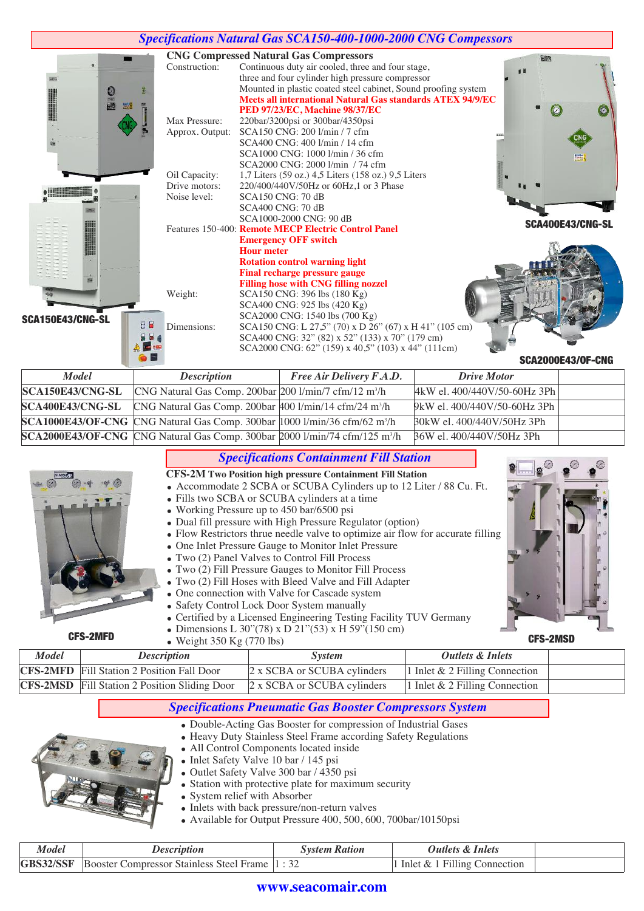## Specifications Natural Gas SCA150-400-1000-2000 CNG Compressors

**CNG Compressed Natural Gas Compressors**

Construction: Continuous duty air cooled, three and four stage, three and four cylinder high pressure compressor Mounted in plastic coated steel cabinet, Sound proofing system **Meets all international Natural Gas standards ATEX 94/9/EC PED 97/23/EC, Machine 98/37/EC**

Max Pressure: 220bar/3200psi or 300bar/4350psi

Approx. Output: SCA150 CNG: 200 l/min / 7 cfm
SCA400 CNG: 400 l/min / 14 cfm
SCA1000 CNG: 1000 l/min / 36 cfm
SCA2000 CNG: 2000 l/min / 74 cfm

Oil Capacity: 1,7 Liters (59 oz.) 4,5 Liters (158 oz.) 9,5 Liters

Drive motors: 220/400/440V/50Hz or 60Hz,1 or 3 Phase

Noise level: SCA150 CNG: 70 dB
SCA400 CNG: 70 dB
SCA1000-2000 CNG: 90 dB

Features 150-400: **Remote MECP Electric Control Panel**
**Emergency OFF switch**
**Hour meter**
**Rotation control warning light**
**Final recharge pressure gauge**
**Filling hose with CNG filling nozzel**

Weight: SCA150 CNG: 396 lbs (180 Kg)
SCA400 CNG: 925 lbs (420 Kg)
SCA2000 CNG: 1540 lbs (700 Kg)

Dimensions: SCA150 CNG: L 27,5" (70) x D 26" (67) x H 41" (105 cm)
SCA400 CNG: 32" (82) x 52" (133) x 70" (179 cm)
SCA2000 CNG: 62" (159) x 40,5" (103) x 44" (111cm)

SCA150E43/CNG-SL

SCA400E43/CNG-SL

SCA2000E43/OF-CNG

| Model | Description | Free Air Delivery F.A.D. | Drive Motor | |
|---|---|---|---|---|
| SCA150E43/CNG-SL | CNG Natural Gas Comp. 200bar | 200 l/min/7 cfm/12 m³/h | 4kW el. 400/440V/50-60Hz 3Ph | |
| SCA400E43/CNG-SL | CNG Natural Gas Comp. 200bar | 400 l/min/14 cfm/24 m³/h | 9kW el. 400/440V/50-60Hz 3Ph | |
| SCA1000E43/OF-CNG | CNG Natural Gas Comp. 300bar | 1000 l/min/36 cfm/62 m³/h | 30kW el. 400/440V/50Hz 3Ph | |
| SCA2000E43/OF-CNG | CNG Natural Gas Comp. 300bar | 2000 l/min/74 cfm/125 m³/h | 36W el. 400/440V/50Hz 3Ph | |

## Specifications Containment Fill Station

**CFS-2M Two Position high pressure Containment Fill Station**

- Accommodate 2 SCBA or SCUBA Cylinders up to 12 Liter / 88 Cu. Ft.
- Fills two SCBA or SCUBA cylinders at a time
- Working Pressure up to 450 bar/6500 psi
- Dual fill pressure with High Pressure Regulator (option)
- Flow Restrictors thrue needle valve to optimize air flow for accurate filling
- One Inlet Pressure Gauge to Monitor Inlet Pressure
- Two (2) Panel Valves to Control Fill Process
- Two (2) Fill Pressure Gauges to Monitor Fill Process
- Two (2) Fill Hoses with Bleed Valve and Fill Adapter
- One connection with Valve for Cascade system
- Safety Control Lock Door System manually
- Certified by a Licensed Engineering Testing Facility TUV Germany
- Dimensions L 30"(78) x D 21"(53) x H 59"(150 cm)
- Weight 350 Kg (770 lbs)

CFS-2MFD

CFS-2MSD

| Model | Description | System | Outlets & Inlets | |
|---|---|---|---|---|
| CFS-2MFD | Fill Station 2 Position Fall Door | 2 x SCBA or SCUBA cylinders | 1 Inlet & 2 Filling Connection | |
| CFS-2MSD | Fill Station 2 Position Sliding Door | 2 x SCBA or SCUBA cylinders | 1 Inlet & 2 Filling Connection | |

## Specifications Pneumatic Gas Booster Compressors System

- Double-Acting Gas Booster for compression of Industrial Gases
- Heavy Duty Stainless Steel Frame according Safety Regulations
- All Control Components located inside
- Inlet Safety Valve 10 bar / 145 psi
- Outlet Safety Valve 300 bar / 4350 psi
- Station with protective plate for maximum security
- System relief with Absorber
- Inlets with back pressure/non-return valves
- Available for Output Pressure 400, 500, 600, 700bar/10150psi

| Model | Description | System Ration | Outlets & Inlets | |
|---|---|---|---|---|
| GBS32/SSF | Booster Compressor Stainless Steel Frame | 1 : 32 | 1 Inlet & 1 Filling Connection | |

**www.seacomair.com**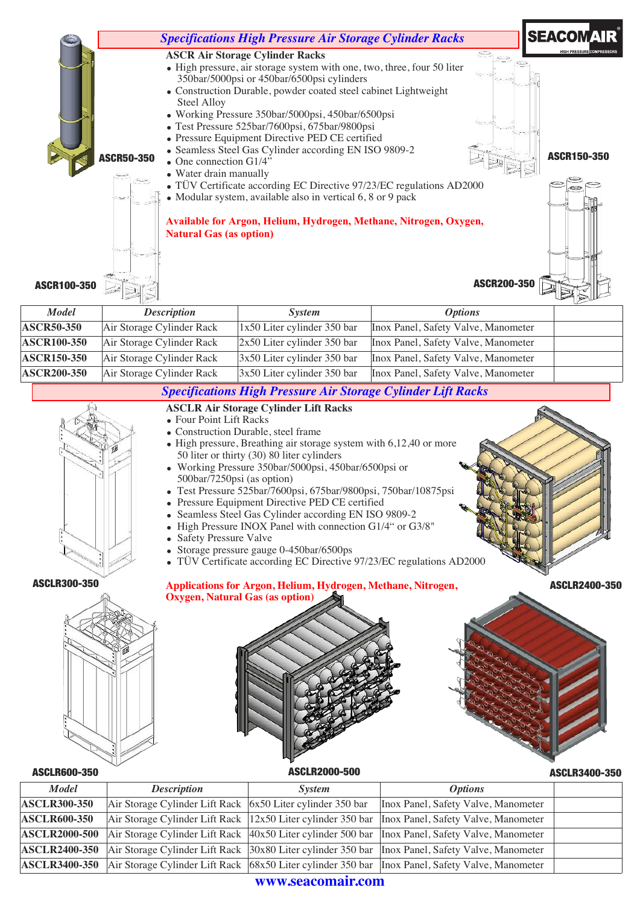## *Specifications High Pressure Air Storage Cylinder Racks*

**ASCR Air Storage Cylinder Racks**

- High pressure, air storage system with one, two, three, four 50 liter 350bar/5000psi or 450bar/6500psi cylinders
- Construction Durable, powder coated steel cabinet Lightweight Steel Alloy
- Working Pressure 350bar/5000psi, 450bar/6500psi
- Test Pressure 525bar/7600psi, 675bar/9800psi
- Pressure Equipment Directive PED CE certified
- Seamless Steel Gas Cylinder according EN ISO 9809-2
- One connection G1/4"
- Water drain manually
- TÜV Certificate according EC Directive 97/23/EC regulations AD2000
- Modular system, available also in vertical 6, 8 or 9 pack

**Available for Argon, Helium, Hydrogen, Methane, Nitrogen, Oxygen, Natural Gas (as option)**

ASCR50-350

ASCR100-350

ASCR150-350

ASCR200-350

| *Model* | *Description* | *System* | *Options* | |
|---|---|---|---|---|
| **ASCR50-350** | Air Storage Cylinder Rack | 1x50 Liter cylinder 350 bar | Inox Panel, Safety Valve, Manometer | |
| **ASCR100-350** | Air Storage Cylinder Rack | 2x50 Liter cylinder 350 bar | Inox Panel, Safety Valve, Manometer | |
| **ASCR150-350** | Air Storage Cylinder Rack | 3x50 Liter cylinder 350 bar | Inox Panel, Safety Valve, Manometer | |
| **ASCR200-350** | Air Storage Cylinder Rack | 3x50 Liter cylinder 350 bar | Inox Panel, Safety Valve, Manometer | |

## *Specifications High Pressure Air Storage Cylinder Lift Racks*

**ASCLR Air Storage Cylinder Lift Racks**

- Four Point Lift Racks
- Construction Durable, steel frame
- High pressure, Breathing air storage system with 6,12,40 or more 50 liter or thirty (30) 80 liter cylinders
- Working Pressure 350bar/5000psi, 450bar/6500psi or 500bar/7250psi (as option)
- Test Pressure 525bar/7600psi, 675bar/9800psi, 750bar/10875psi
- Pressure Equipment Directive PED CE certified
- Seamless Steel Gas Cylinder according EN ISO 9809-2
- High Pressure INOX Panel with connection G1/4" or G3/8"
- Safety Pressure Valve
- Storage pressure gauge 0-450bar/6500ps
- TÜV Certificate according EC Directive 97/23/EC regulations AD2000

**Applications for Argon, Helium, Hydrogen, Methane, Nitrogen, Oxygen, Natural Gas (as option)**

ASCLR300-350

ASCLR2400-350

ASCLR600-350

ASCLR2000-500

ASCLR3400-350

| *Model* | *Description* | *System* | *Options* | |
|---|---|---|---|---|
| **ASCLR300-350** | Air Storage Cylinder Lift Rack | 6x50 Liter cylinder 350 bar | Inox Panel, Safety Valve, Manometer | |
| **ASCLR600-350** | Air Storage Cylinder Lift Rack | 12x50 Liter cylinder 350 bar | Inox Panel, Safety Valve, Manometer | |
| **ASCLR2000-500** | Air Storage Cylinder Lift Rack | 40x50 Liter cylinder 500 bar | Inox Panel, Safety Valve, Manometer | |
| **ASCLR2400-350** | Air Storage Cylinder Lift Rack | 30x80 Liter cylinder 350 bar | Inox Panel, Safety Valve, Manometer | |
| **ASCLR3400-350** | Air Storage Cylinder Lift Rack | 68x50 Liter cylinder 350 bar | Inox Panel, Safety Valve, Manometer | |

**www.seacomair.com**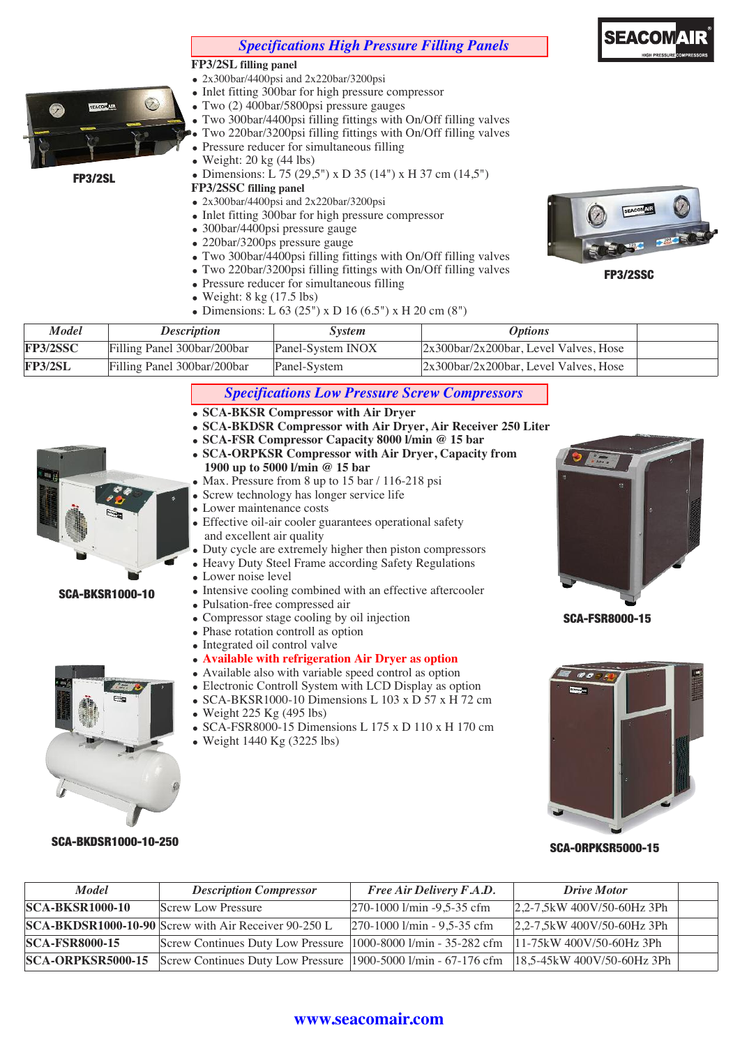## *Specifications High Pressure Filling Panels*

**FP3/2SL filling panel**

- 2x300bar/4400psi and 2x220bar/3200psi
- Inlet fitting 300bar for high pressure compressor
- Two (2) 400bar/5800psi pressure gauges
- Two 300bar/4400psi filling fittings with On/Off filling valves
- Two 220bar/3200psi filling fittings with On/Off filling valves
- Pressure reducer for simultaneous filling
- Weight: 20 kg (44 lbs)
- Dimensions: L 75 (29,5") x D 35 (14") x H 37 cm (14,5")

FP3/2SL

**FP3/2SSC filling panel**

- 2x300bar/4400psi and 2x220bar/3200psi
- Inlet fitting 300bar for high pressure compressor
- 300bar/4400psi pressure gauge
- 220bar/3200ps pressure gauge
- Two 300bar/4400psi filling fittings with On/Off filling valves
- Two 220bar/3200psi filling fittings with On/Off filling valves
- Pressure reducer for simultaneous filling
- Weight: 8 kg (17.5 lbs)
- Dimensions: L 63 (25") x D 16 (6.5") x H 20 cm (8")

FP3/2SSC

| *Model* | *Description* | *System* | *Options* | |
|---|---|---|---|---|
| **FP3/2SSC** | Filling Panel 300bar/200bar | Panel-System INOX | 2x300bar/2x200bar, Level Valves, Hose | |
| **FP3/2SL** | Filling Panel 300bar/200bar | Panel-System | 2x300bar/2x200bar, Level Valves, Hose | |

## *Specifications Low Pressure Screw Compressors*

- **SCA-BKSR Compressor with Air Dryer**
- **SCA-BKDSR Compressor with Air Dryer, Air Receiver 250 Liter**
- **SCA-FSR Compressor Capacity 8000 l/min @ 15 bar**
- **SCA-ORPKSR Compressor with Air Dryer, Capacity from 1900 up to 5000 l/min @ 15 bar**
- Max. Pressure from 8 up to 15 bar / 116-218 psi
- Screw technology has longer service life
- Lower maintenance costs
- Effective oil-air cooler guarantees operational safety and excellent air quality
- Duty cycle are extremely higher then piston compressors
- Heavy Duty Steel Frame according Safety Regulations
- Lower noise level
- Intensive cooling combined with an effective aftercooler
- Pulsation-free compressed air
- Compressor stage cooling by oil injection
- Phase rotation controll as option
- Integrated oil control valve
- **Available with refrigeration Air Dryer as option**
- Available also with variable speed control as option
- Electronic Controll System with LCD Display as option
- SCA-BKSR1000-10 Dimensions L 103 x D 57 x H 72 cm
- Weight 225 Kg (495 lbs)
- SCA-FSR8000-15 Dimensions L 175 x D 110 x H 170 cm
- Weight 1440 Kg (3225 lbs)

SCA-BKSR1000-10

SCA-FSR8000-15

SCA-BKDSR1000-10-250

SCA-ORPKSR5000-15

| *Model* | *Description Compressor* | *Free Air Delivery F.A.D.* | *Drive Motor* | |
|---|---|---|---|---|
| **SCA-BKSR1000-10** | Screw Low Pressure | 270-1000 l/min -9,5-35 cfm | 2,2-7,5kW 400V/50-60Hz 3Ph | |
| **SCA-BKDSR1000-10-90** | Screw with Air Receiver 90-250 L | 270-1000 l/min - 9,5-35 cfm | 2,2-7,5kW 400V/50-60Hz 3Ph | |
| **SCA-FSR8000-15** | Screw Continues Duty Low Pressure | 1000-8000 l/min - 35-282 cfm | 11-75kW 400V/50-60Hz 3Ph | |
| **SCA-ORPKSR5000-15** | Screw Continues Duty Low Pressure | 1900-5000 l/min - 67-176 cfm | 18,5-45kW 400V/50-60Hz 3Ph | |

**www.seacomair.com**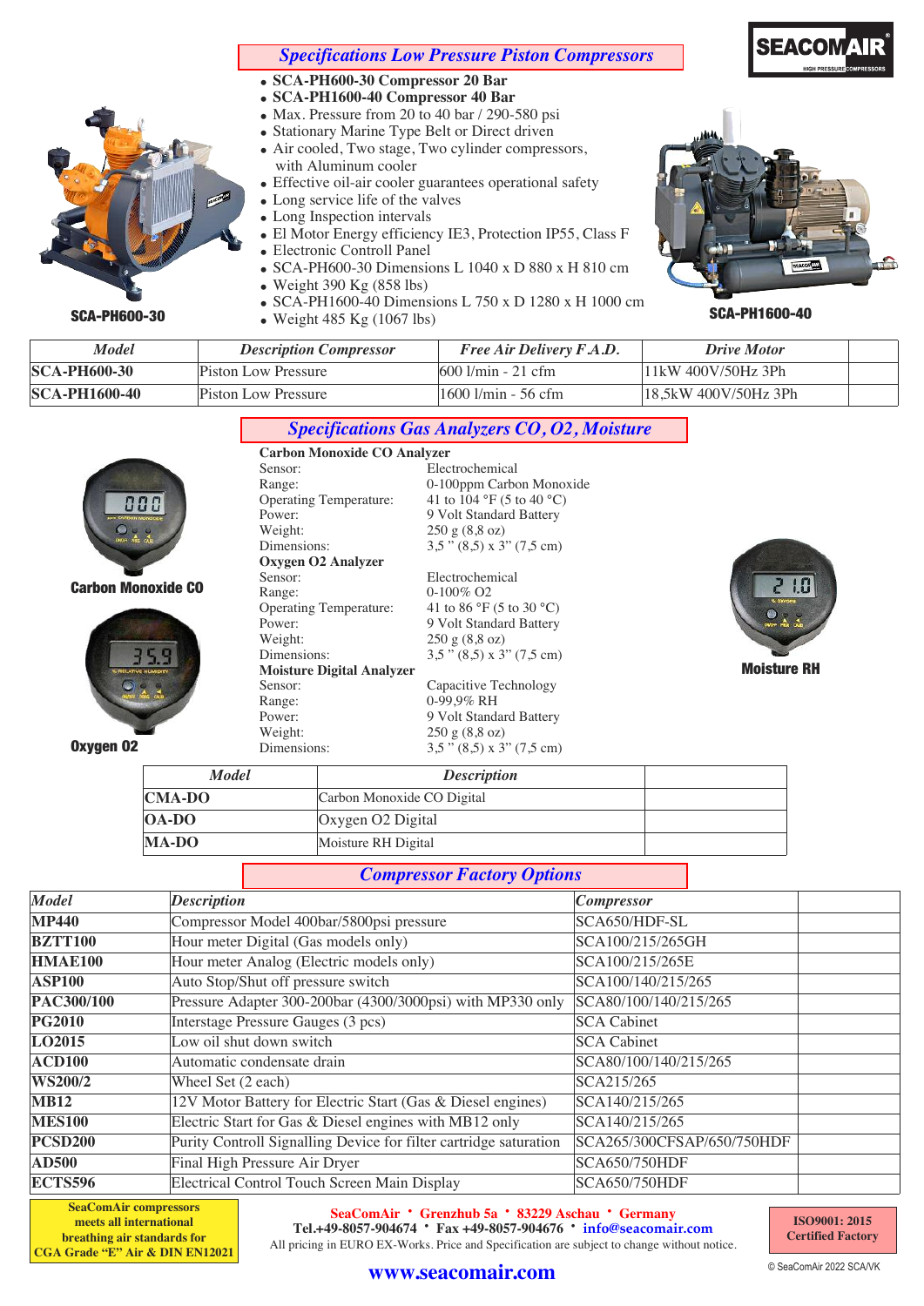## *Specifications Low Pressure Piston Compressors*

- **SCA-PH600-30 Compressor 20 Bar**
- **SCA-PH1600-40 Compressor 40 Bar**
- Max. Pressure from 20 to 40 bar / 290-580 psi
- Stationary Marine Type Belt or Direct driven
- Air cooled, Two stage, Two cylinder compressors, with Aluminum cooler
- Effective oil-air cooler guarantees operational safety
- Long service life of the valves
- Long Inspection intervals
- El Motor Energy efficiency IE3, Protection IP55, Class F
- Electronic Controll Panel
- SCA-PH600-30 Dimensions L 1040 x D 880 x H 810 cm
- Weight 390 Kg (858 lbs)
- SCA-PH1600-40 Dimensions L 750 x D 1280 x H 1000 cm
- Weight 485 Kg (1067 lbs)

**SCA-PH600-30**

**SCA-PH1600-40**

| *Model* | *Description Compressor* | *Free Air Delivery F.A.D.* | *Drive Motor* | |
|---|---|---|---|---|
| **SCA-PH600-30** | Piston Low Pressure | 600 l/min - 21 cfm | 11kW 400V/50Hz 3Ph | |
| **SCA-PH1600-40** | Piston Low Pressure | 1600 l/min - 56 cfm | 18,5kW 400V/50Hz 3Ph | |

## *Specifications Gas Analyzers CO, O2, Moisture*

**Carbon Monoxide CO Analyzer**

| | |
|---|---|
| Sensor: | Electrochemical |
| Range: | 0-100ppm Carbon Monoxide |
| Operating Temperature: | 41 to 104 °F (5 to 40 °C) |
| Power: | 9 Volt Standard Battery |
| Weight: | 250 g (8,8 oz) |
| Dimensions: | 3,5 " (8,5) x 3" (7,5 cm) |

**Oxygen O2 Analyzer**

| | |
|---|---|
| Sensor: | Electrochemical |
| Range: | 0-100% O2 |
| Operating Temperature: | 41 to 86 °F (5 to 30 °C) |
| Power: | 9 Volt Standard Battery |
| Weight: | 250 g (8,8 oz) |
| Dimensions: | 3,5 " (8,5) x 3" (7,5 cm) |

**Moisture Digital Analyzer**

| | |
|---|---|
| Sensor: | Capacitive Technology |
| Range: | 0-99,9% RH |
| Power: | 9 Volt Standard Battery |
| Weight: | 250 g (8,8 oz) |
| Dimensions: | 3,5 " (8,5) x 3" (7,5 cm) |

**Carbon Monoxide CO**

**Oxygen 02**

**Moisture RH**

| *Model* | *Description* | |
|---|---|---|
| **CMA-DO** | Carbon Monoxide CO Digital | |
| **OA-DO** | Oxygen O2 Digital | |
| **MA-DO** | Moisture RH Digital | |

## *Compressor Factory Options*

| *Model* | *Description* | *Compressor* | |
|---|---|---|---|
| **MP440** | Compressor Model 400bar/5800psi pressure | SCA650/HDF-SL | |
| **BZTT100** | Hour meter Digital (Gas models only) | SCA100/215/265GH | |
| **HMAE100** | Hour meter Analog (Electric models only) | SCA100/215/265E | |
| **ASP100** | Auto Stop/Shut off pressure switch | SCA100/140/215/265 | |
| **PAC300/100** | Pressure Adapter 300-200bar (4300/3000psi) with MP330 only | SCA80/100/140/215/265 | |
| **PG2010** | Interstage Pressure Gauges (3 pcs) | SCA Cabinet | |
| **LO2015** | Low oil shut down switch | SCA Cabinet | |
| **ACD100** | Automatic condensate drain | SCA80/100/140/215/265 | |
| **WS200/2** | Wheel Set (2 each) | SCA215/265 | |
| **MB12** | 12V Motor Battery for Electric Start (Gas & Diesel engines) | SCA140/215/265 | |
| **MES100** | Electric Start for Gas & Diesel engines with MB12 only | SCA140/215/265 | |
| **PCSD200** | Purity Controll Signalling Device for filter cartridge saturation | SCA265/300CFSAP/650/750HDF | |
| **AD500** | Final High Pressure Air Dryer | SCA650/750HDF | |
| **ECTS596** | Electrical Control Touch Screen Main Display | SCA650/750HDF | |

**SeaComAir compressors meets all international breathing air standards for CGA Grade "E" Air & DIN EN12021**

**SeaComAir • Grenzhub 5a • 83229 Aschau • Germany**
**Tel.+49-8057-904674 • Fax +49-8057-904676 • info@seacomair.com**
All pricing in EURO EX-Works. Price and Specification are subject to change without notice.

**ISO9001: 2015 Certified Factory**

**www.seacomair.com**

© SeaComAir 2022 SCA/VK